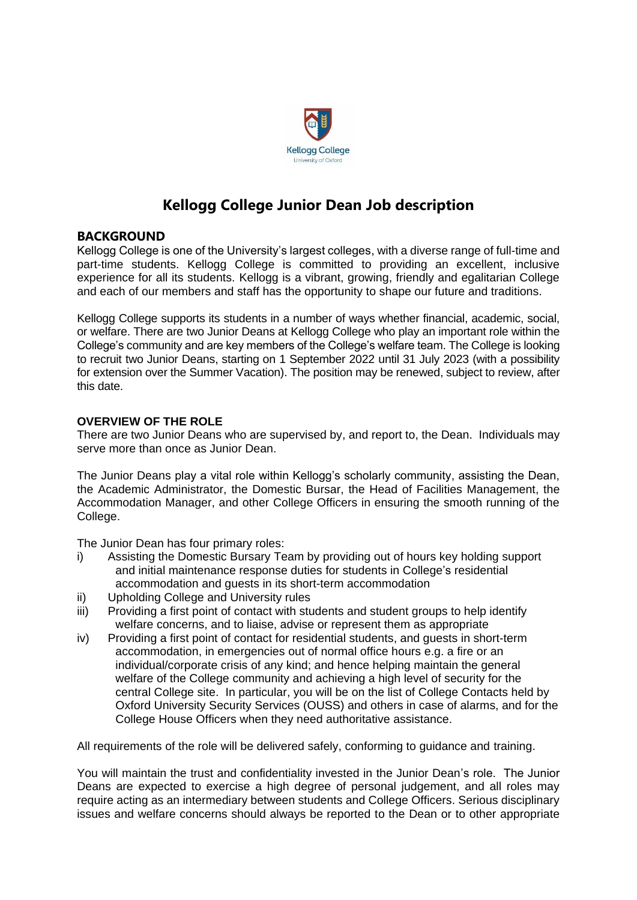# Kellogg College Junior Dean Job description

## BACKGROUND

Kellogg College is one of the University's largest colleges, with a diverse range of full-time and part-time students. Kellogg College is committed to providing an excellent, inclusive experience for all its students. Kellogg is a vibrant, growing, friendly and egalitarian College and each of our members and staff has the opportunity to shape our future and traditions.

Kellogg College supports its students in a number of ways whether financial, academic, social, or welfare. There are two Junior Deans at Kellogg College who play an important role within the College's community and are key members of the College's welfare team. The College is looking to recruit two Junior Deans, starting on 1 September 2022 until 31 July 2023 (with a possibility for extension over the Summer Vacation). The position may be renewed, subject to review, after this date.

### OVERVIEW OF THE ROLE

There are two Junior Deans who are supervised by, and report to, the Dean. Individuals may serve more than once as Junior Dean.

The Junior Deans play a vital role within Kellogg's scholarly community, assisting the Dean, the Academic Administrator, the Domestic Bursar, the Head of Facilities Management, the Accommodation Manager, and other College Officers in ensuring the smooth running of the College.

The Junior Dean has four primary roles:

i) Assisting the Domestic Bursary Team by providing out of hours key holding support and initial maintenance response duties for students in College's residential accommodation and guests in its short-term accommodation

ii) Upholding College and University rules

iii) Providing a first point of contact with students and student groups to help identify welfare concerns, and to liaise, advise or represent them as appropriate

iv) Providing a first point of contact for residential students, and guests in short-term accommodation, in emergencies out of normal office hours e.g. a fire or an individual/corporate crisis of any kind; and hence helping maintain the general welfare of the College community and achieving a high level of security for the central College site. In particular, you will be on the list of College Contacts held by Oxford University Security Services (OUSS) and others in case of alarms, and for the College House Officers when they need authoritative assistance.

All requirements of the role will be delivered safely, conforming to guidance and training.

You will maintain the trust and confidentiality invested in the Junior Dean's role. The Junior Deans are expected to exercise a high degree of personal judgement, and all roles may require acting as an intermediary between students and College Officers. Serious disciplinary issues and welfare concerns should always be reported to the Dean or to other appropriate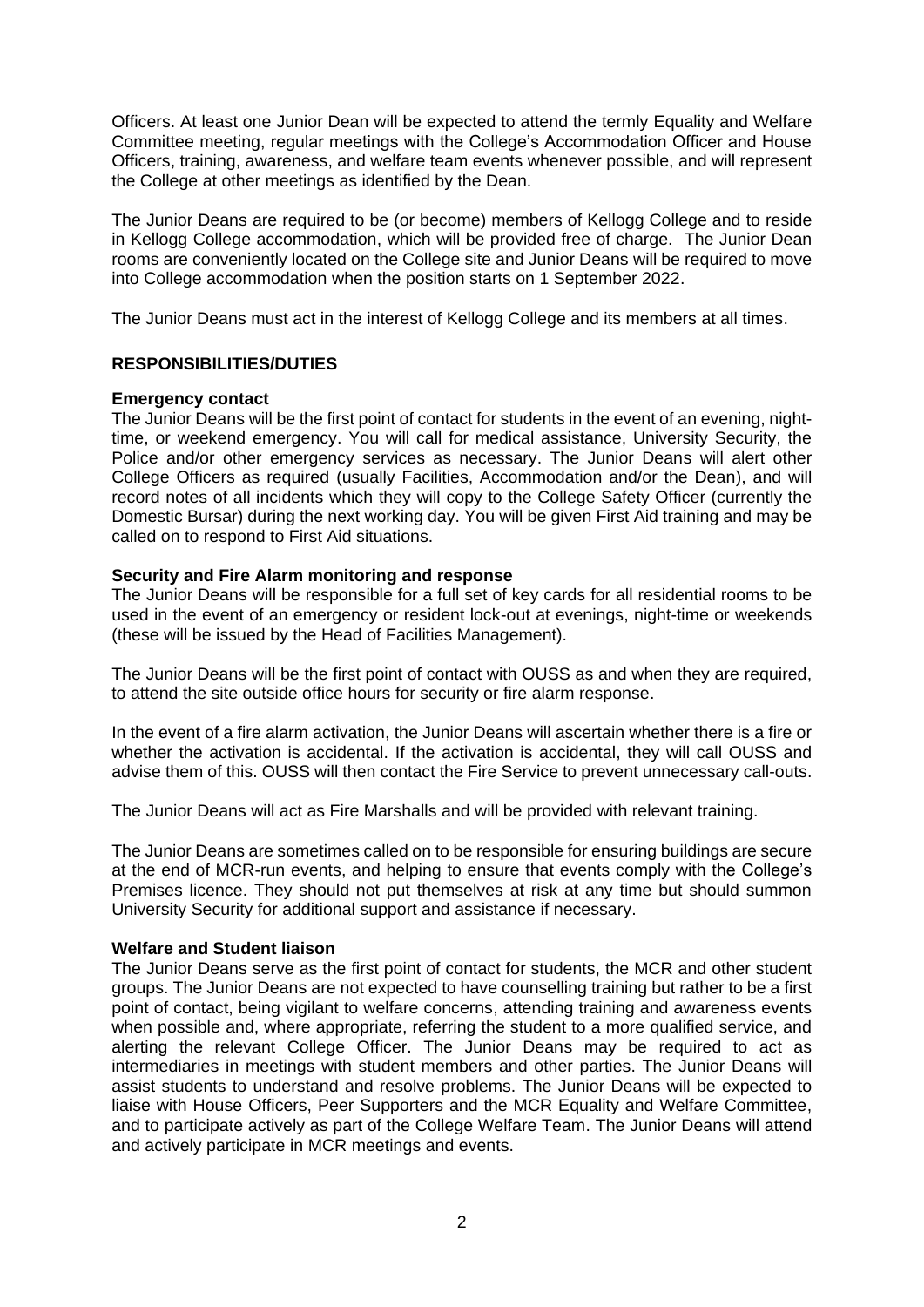Officers. At least one Junior Dean will be expected to attend the termly Equality and Welfare Committee meeting, regular meetings with the College's Accommodation Officer and House Officers, training, awareness, and welfare team events whenever possible, and will represent the College at other meetings as identified by the Dean.

The Junior Deans are required to be (or become) members of Kellogg College and to reside in Kellogg College accommodation, which will be provided free of charge. The Junior Dean rooms are conveniently located on the College site and Junior Deans will be required to move into College accommodation when the position starts on 1 September 2022.

The Junior Deans must act in the interest of Kellogg College and its members at all times.

## RESPONSIBILITIES/DUTIES

### Emergency contact

The Junior Deans will be the first point of contact for students in the event of an evening, night-time, or weekend emergency. You will call for medical assistance, University Security, the Police and/or other emergency services as necessary. The Junior Deans will alert other College Officers as required (usually Facilities, Accommodation and/or the Dean), and will record notes of all incidents which they will copy to the College Safety Officer (currently the Domestic Bursar) during the next working day. You will be given First Aid training and may be called on to respond to First Aid situations.

### Security and Fire Alarm monitoring and response

The Junior Deans will be responsible for a full set of key cards for all residential rooms to be used in the event of an emergency or resident lock-out at evenings, night-time or weekends (these will be issued by the Head of Facilities Management).

The Junior Deans will be the first point of contact with OUSS as and when they are required, to attend the site outside office hours for security or fire alarm response.

In the event of a fire alarm activation, the Junior Deans will ascertain whether there is a fire or whether the activation is accidental. If the activation is accidental, they will call OUSS and advise them of this. OUSS will then contact the Fire Service to prevent unnecessary call-outs.

The Junior Deans will act as Fire Marshalls and will be provided with relevant training.

The Junior Deans are sometimes called on to be responsible for ensuring buildings are secure at the end of MCR-run events, and helping to ensure that events comply with the College's Premises licence. They should not put themselves at risk at any time but should summon University Security for additional support and assistance if necessary.

### Welfare and Student liaison

The Junior Deans serve as the first point of contact for students, the MCR and other student groups. The Junior Deans are not expected to have counselling training but rather to be a first point of contact, being vigilant to welfare concerns, attending training and awareness events when possible and, where appropriate, referring the student to a more qualified service, and alerting the relevant College Officer. The Junior Deans may be required to act as intermediaries in meetings with student members and other parties. The Junior Deans will assist students to understand and resolve problems. The Junior Deans will be expected to liaise with House Officers, Peer Supporters and the MCR Equality and Welfare Committee, and to participate actively as part of the College Welfare Team. The Junior Deans will attend and actively participate in MCR meetings and events.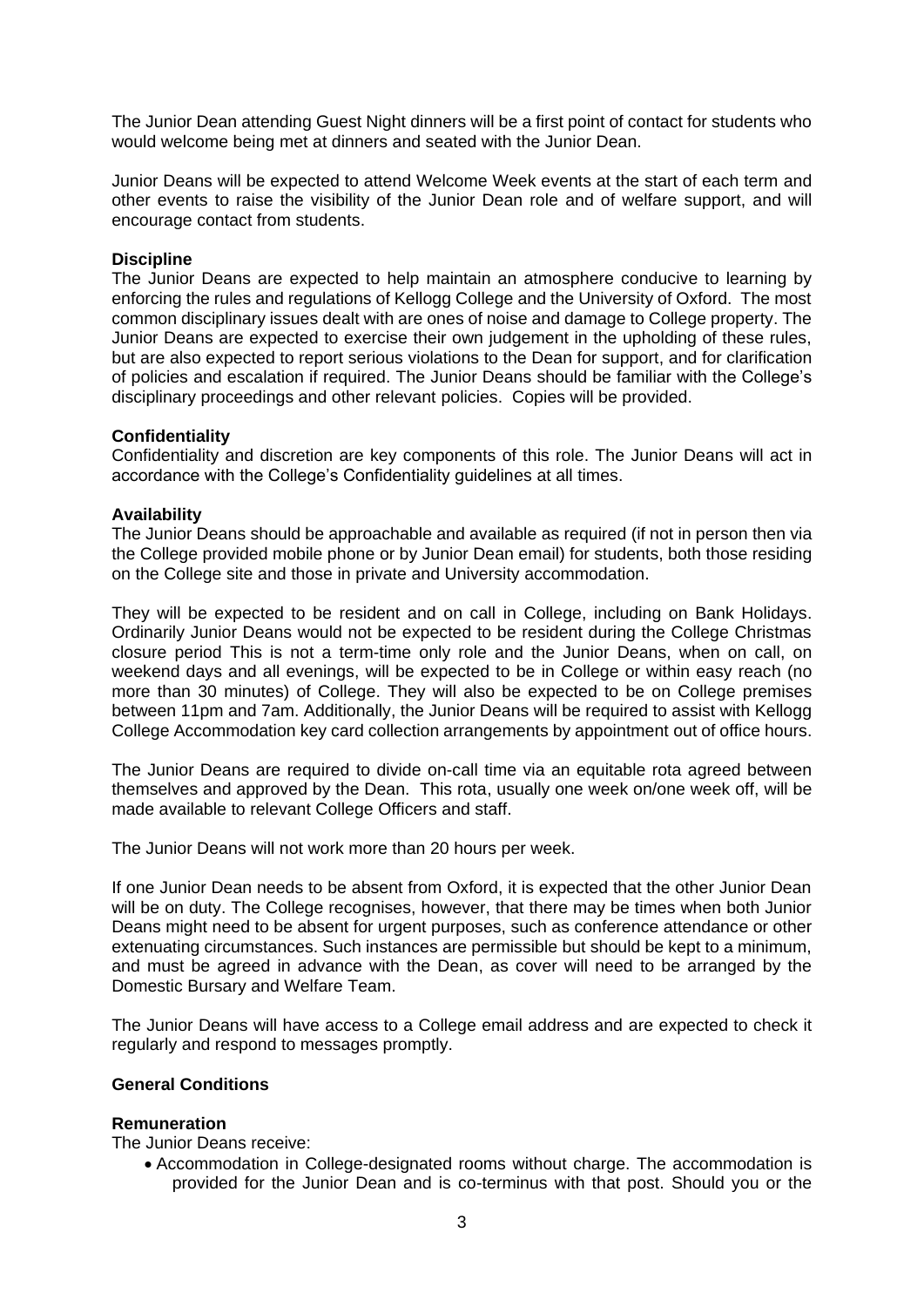The Junior Dean attending Guest Night dinners will be a first point of contact for students who would welcome being met at dinners and seated with the Junior Dean.

Junior Deans will be expected to attend Welcome Week events at the start of each term and other events to raise the visibility of the Junior Dean role and of welfare support, and will encourage contact from students.

**Discipline**

The Junior Deans are expected to help maintain an atmosphere conducive to learning by enforcing the rules and regulations of Kellogg College and the University of Oxford. The most common disciplinary issues dealt with are ones of noise and damage to College property. The Junior Deans are expected to exercise their own judgement in the upholding of these rules, but are also expected to report serious violations to the Dean for support, and for clarification of policies and escalation if required. The Junior Deans should be familiar with the College's disciplinary proceedings and other relevant policies. Copies will be provided.

**Confidentiality**

Confidentiality and discretion are key components of this role. The Junior Deans will act in accordance with the College's Confidentiality guidelines at all times.

**Availability**

The Junior Deans should be approachable and available as required (if not in person then via the College provided mobile phone or by Junior Dean email) for students, both those residing on the College site and those in private and University accommodation.

They will be expected to be resident and on call in College, including on Bank Holidays. Ordinarily Junior Deans would not be expected to be resident during the College Christmas closure period This is not a term-time only role and the Junior Deans, when on call, on weekend days and all evenings, will be expected to be in College or within easy reach (no more than 30 minutes) of College. They will also be expected to be on College premises between 11pm and 7am. Additionally, the Junior Deans will be required to assist with Kellogg College Accommodation key card collection arrangements by appointment out of office hours.

The Junior Deans are required to divide on-call time via an equitable rota agreed between themselves and approved by the Dean. This rota, usually one week on/one week off, will be made available to relevant College Officers and staff.

The Junior Deans will not work more than 20 hours per week.

If one Junior Dean needs to be absent from Oxford, it is expected that the other Junior Dean will be on duty. The College recognises, however, that there may be times when both Junior Deans might need to be absent for urgent purposes, such as conference attendance or other extenuating circumstances. Such instances are permissible but should be kept to a minimum, and must be agreed in advance with the Dean, as cover will need to be arranged by the Domestic Bursary and Welfare Team.

The Junior Deans will have access to a College email address and are expected to check it regularly and respond to messages promptly.

**General Conditions**

**Remuneration**

The Junior Deans receive:

- Accommodation in College-designated rooms without charge. The accommodation is provided for the Junior Dean and is co-terminus with that post. Should you or the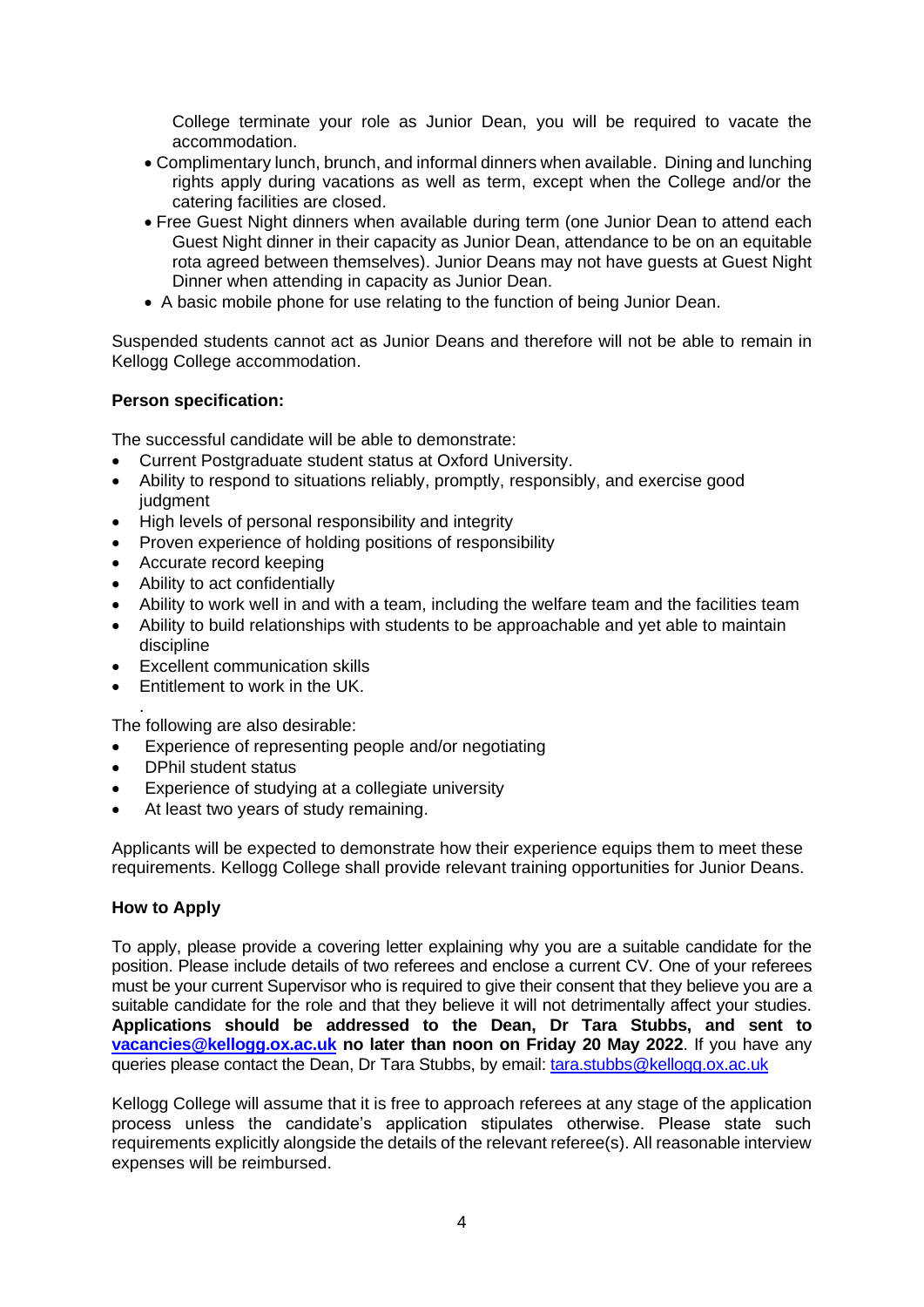College terminate your role as Junior Dean, you will be required to vacate the accommodation.

- Complimentary lunch, brunch, and informal dinners when available. Dining and lunching rights apply during vacations as well as term, except when the College and/or the catering facilities are closed.
- Free Guest Night dinners when available during term (one Junior Dean to attend each Guest Night dinner in their capacity as Junior Dean, attendance to be on an equitable rota agreed between themselves). Junior Deans may not have guests at Guest Night Dinner when attending in capacity as Junior Dean.
- A basic mobile phone for use relating to the function of being Junior Dean.

Suspended students cannot act as Junior Deans and therefore will not be able to remain in Kellogg College accommodation.

**Person specification:**

The successful candidate will be able to demonstrate:

- Current Postgraduate student status at Oxford University.
- Ability to respond to situations reliably, promptly, responsibly, and exercise good judgment
- High levels of personal responsibility and integrity
- Proven experience of holding positions of responsibility
- Accurate record keeping
- Ability to act confidentially
- Ability to work well in and with a team, including the welfare team and the facilities team
- Ability to build relationships with students to be approachable and yet able to maintain discipline
- Excellent communication skills
- Entitlement to work in the UK.

The following are also desirable:

- Experience of representing people and/or negotiating
- DPhil student status
- Experience of studying at a collegiate university
- At least two years of study remaining.

Applicants will be expected to demonstrate how their experience equips them to meet these requirements. Kellogg College shall provide relevant training opportunities for Junior Deans.

**How to Apply**

To apply, please provide a covering letter explaining why you are a suitable candidate for the position. Please include details of two referees and enclose a current CV. One of your referees must be your current Supervisor who is required to give their consent that they believe you are a suitable candidate for the role and that they believe it will not detrimentally affect your studies. **Applications should be addressed to the Dean, Dr Tara Stubbs, and sent to vacancies@kellogg.ox.ac.uk no later than noon on Friday 20 May 2022**. If you have any queries please contact the Dean, Dr Tara Stubbs, by email: tara.stubbs@kellogg.ox.ac.uk

Kellogg College will assume that it is free to approach referees at any stage of the application process unless the candidate's application stipulates otherwise. Please state such requirements explicitly alongside the details of the relevant referee(s). All reasonable interview expenses will be reimbursed.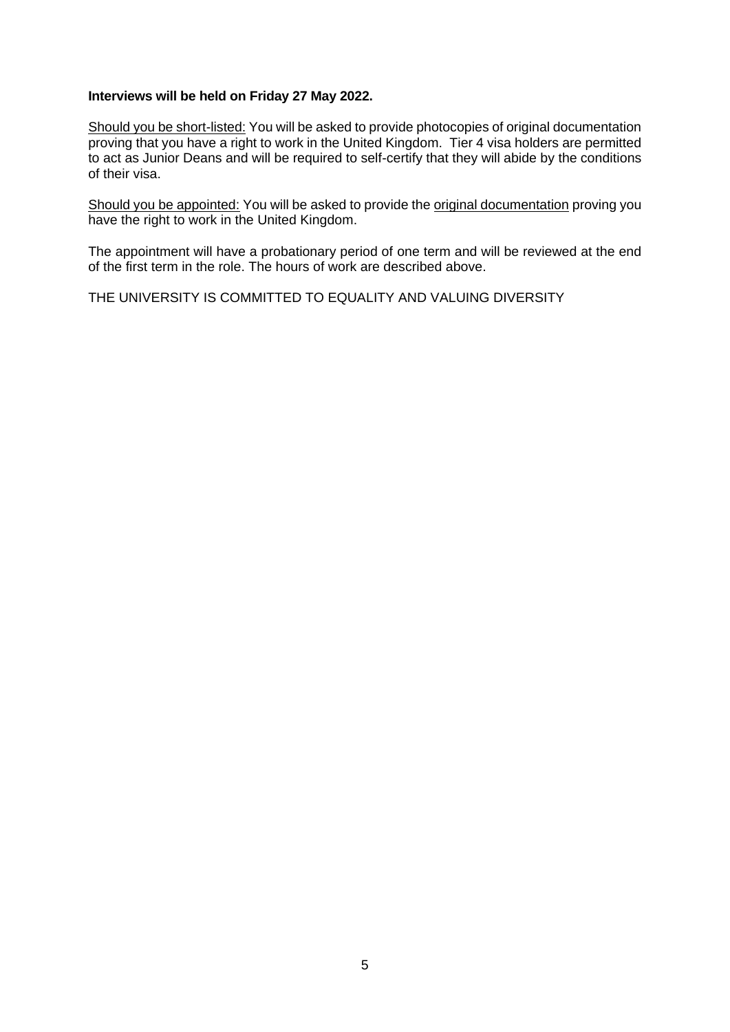**Interviews will be held on Friday 27 May 2022.**

Should you be short-listed: You will be asked to provide photocopies of original documentation proving that you have a right to work in the United Kingdom. Tier 4 visa holders are permitted to act as Junior Deans and will be required to self-certify that they will abide by the conditions of their visa.

Should you be appointed: You will be asked to provide the original documentation proving you have the right to work in the United Kingdom.

The appointment will have a probationary period of one term and will be reviewed at the end of the first term in the role. The hours of work are described above.

THE UNIVERSITY IS COMMITTED TO EQUALITY AND VALUING DIVERSITY